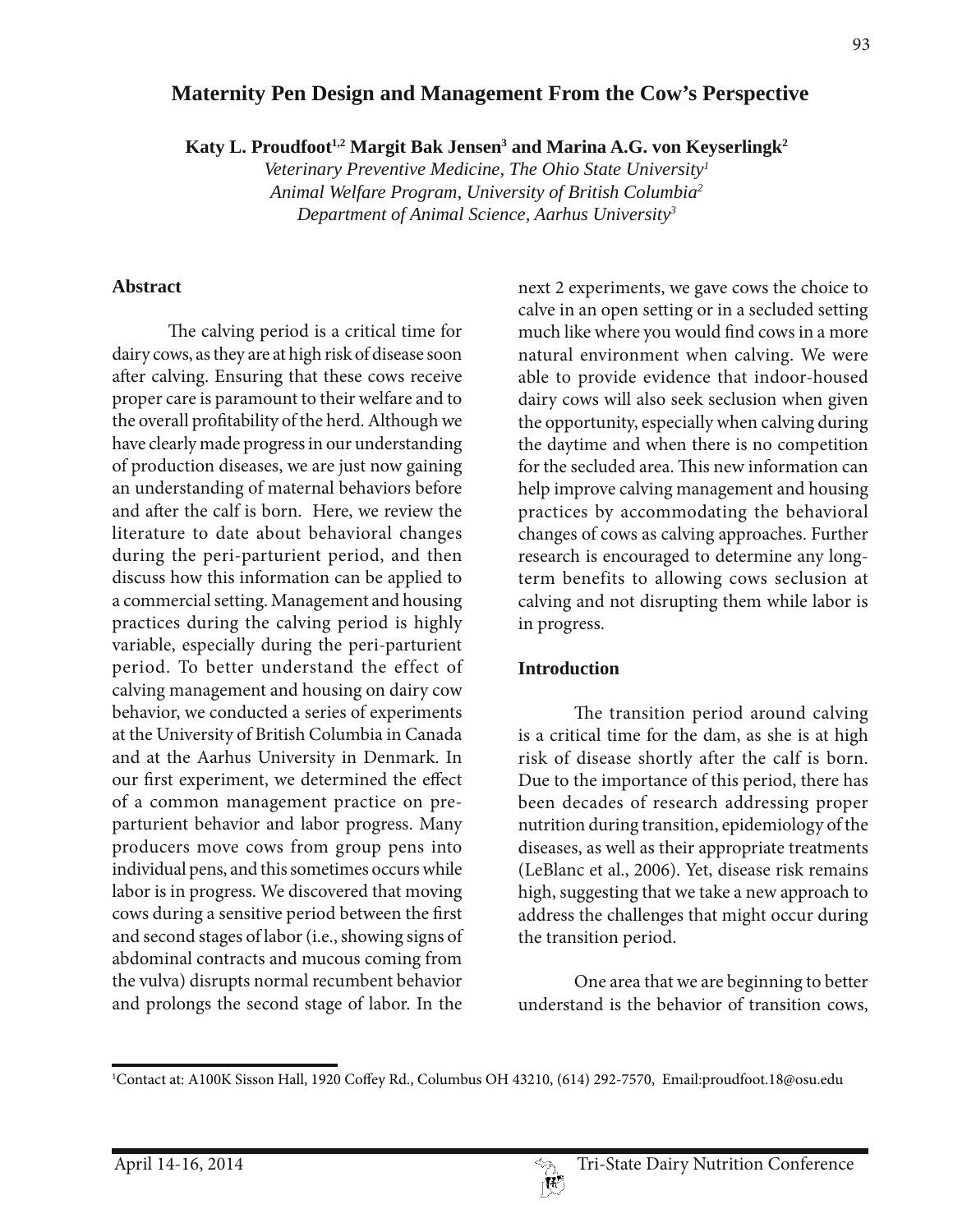# Maternity Pen Design and Management From the Cow's Perspective

**Katy L. Proudfoot[1,2] Margit Bak Jensen[3] and Marina A.G. von Keyserlingk[2]**

*Veterinary Preventive Medicine, The Ohio State University[1]*
*Animal Welfare Program, University of British Columbia[2]*
*Department of Animal Science, Aarhus University[3]*

## Abstract

The calving period is a critical time for dairy cows, as they are at high risk of disease soon after calving. Ensuring that these cows receive proper care is paramount to their welfare and to the overall profitability of the herd. Although we have clearly made progress in our understanding of production diseases, we are just now gaining an understanding of maternal behaviors before and after the calf is born. Here, we review the literature to date about behavioral changes during the peri-parturient period, and then discuss how this information can be applied to a commercial setting. Management and housing practices during the calving period is highly variable, especially during the peri-parturient period. To better understand the effect of calving management and housing on dairy cow behavior, we conducted a series of experiments at the University of British Columbia in Canada and at the Aarhus University in Denmark. In our first experiment, we determined the effect of a common management practice on pre-parturient behavior and labor progress. Many producers move cows from group pens into individual pens, and this sometimes occurs while labor is in progress. We discovered that moving cows during a sensitive period between the first and second stages of labor (i.e., showing signs of abdominal contracts and mucous coming from the vulva) disrupts normal recumbent behavior and prolongs the second stage of labor. In the next 2 experiments, we gave cows the choice to calve in an open setting or in a secluded setting much like where you would find cows in a more natural environment when calving. We were able to provide evidence that indoor-housed dairy cows will also seek seclusion when given the opportunity, especially when calving during the daytime and when there is no competition for the secluded area. This new information can help improve calving management and housing practices by accommodating the behavioral changes of cows as calving approaches. Further research is encouraged to determine any long-term benefits to allowing cows seclusion at calving and not disrupting them while labor is in progress.

## Introduction

The transition period around calving is a critical time for the dam, as she is at high risk of disease shortly after the calf is born. Due to the importance of this period, there has been decades of research addressing proper nutrition during transition, epidemiology of the diseases, as well as their appropriate treatments (LeBlanc et al., 2006). Yet, disease risk remains high, suggesting that we take a new approach to address the challenges that might occur during the transition period.

One area that we are beginning to better understand is the behavior of transition cows,

[1]Contact at: A100K Sisson Hall, 1920 Coffey Rd., Columbus OH 43210, (614) 292-7570, Email:proudfoot.18@osu.edu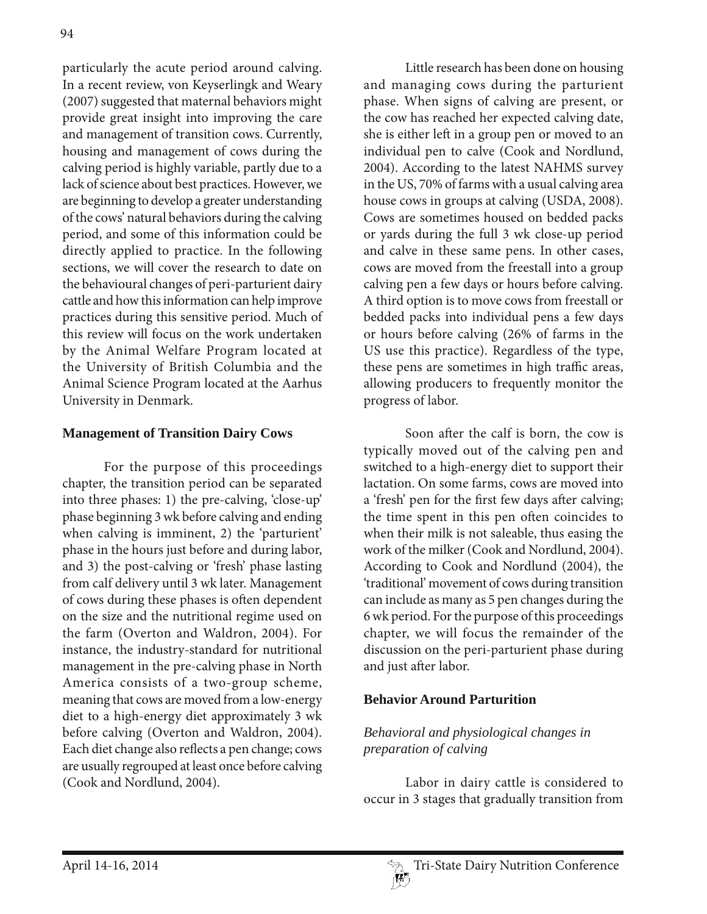particularly the acute period around calving. In a recent review, von Keyserlingk and Weary (2007) suggested that maternal behaviors might provide great insight into improving the care and management of transition cows. Currently, housing and management of cows during the calving period is highly variable, partly due to a lack of science about best practices. However, we are beginning to develop a greater understanding of the cows' natural behaviors during the calving period, and some of this information could be directly applied to practice. In the following sections, we will cover the research to date on the behavioural changes of peri-parturient dairy cattle and how this information can help improve practices during this sensitive period. Much of this review will focus on the work undertaken by the Animal Welfare Program located at the University of British Columbia and the Animal Science Program located at the Aarhus University in Denmark.

## Management of Transition Dairy Cows

For the purpose of this proceedings chapter, the transition period can be separated into three phases: 1) the pre-calving, 'close-up' phase beginning 3 wk before calving and ending when calving is imminent, 2) the 'parturient' phase in the hours just before and during labor, and 3) the post-calving or 'fresh' phase lasting from calf delivery until 3 wk later. Management of cows during these phases is often dependent on the size and the nutritional regime used on the farm (Overton and Waldron, 2004). For instance, the industry-standard for nutritional management in the pre-calving phase in North America consists of a two-group scheme, meaning that cows are moved from a low-energy diet to a high-energy diet approximately 3 wk before calving (Overton and Waldron, 2004). Each diet change also reflects a pen change; cows are usually regrouped at least once before calving (Cook and Nordlund, 2004).

Little research has been done on housing and managing cows during the parturient phase. When signs of calving are present, or the cow has reached her expected calving date, she is either left in a group pen or moved to an individual pen to calve (Cook and Nordlund, 2004). According to the latest NAHMS survey in the US, 70% of farms with a usual calving area house cows in groups at calving (USDA, 2008). Cows are sometimes housed on bedded packs or yards during the full 3 wk close-up period and calve in these same pens. In other cases, cows are moved from the freestall into a group calving pen a few days or hours before calving. A third option is to move cows from freestall or bedded packs into individual pens a few days or hours before calving (26% of farms in the US use this practice). Regardless of the type, these pens are sometimes in high traffic areas, allowing producers to frequently monitor the progress of labor.

Soon after the calf is born, the cow is typically moved out of the calving pen and switched to a high-energy diet to support their lactation. On some farms, cows are moved into a 'fresh' pen for the first few days after calving; the time spent in this pen often coincides to when their milk is not saleable, thus easing the work of the milker (Cook and Nordlund, 2004). According to Cook and Nordlund (2004), the 'traditional' movement of cows during transition can include as many as 5 pen changes during the 6 wk period. For the purpose of this proceedings chapter, we will focus the remainder of the discussion on the peri-parturient phase during and just after labor.

## Behavior Around Parturition

### *Behavioral and physiological changes in preparation of calving*

Labor in dairy cattle is considered to occur in 3 stages that gradually transition from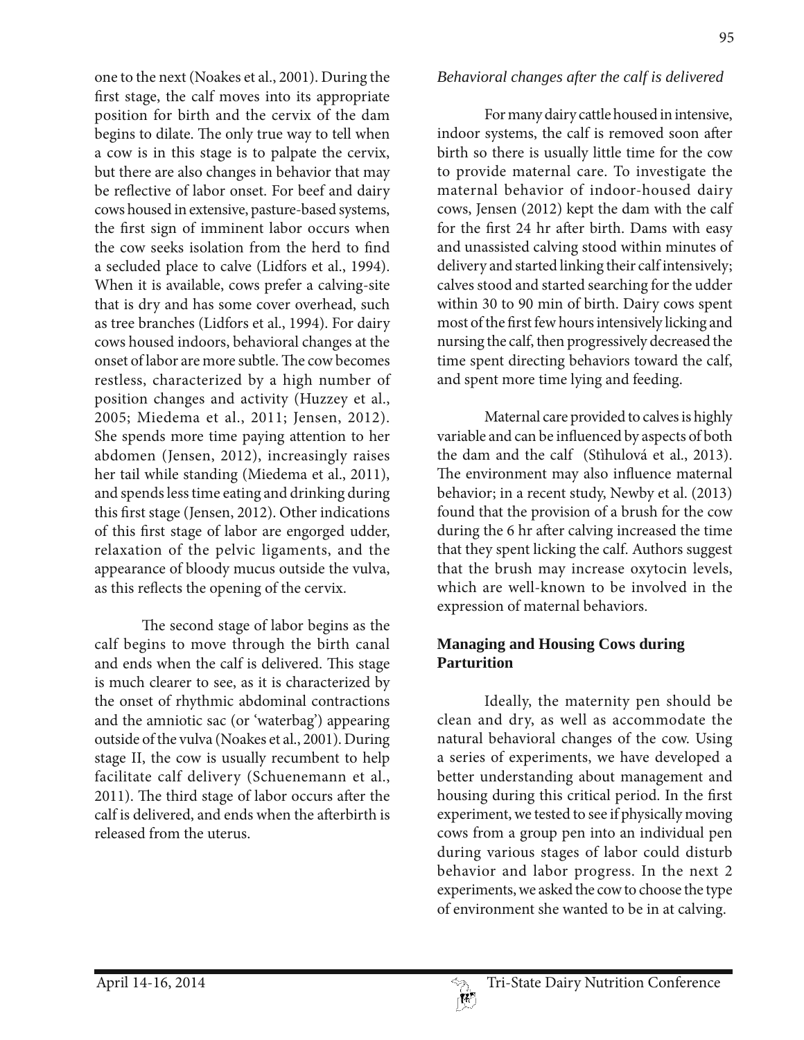one to the next (Noakes et al., 2001). During the first stage, the calf moves into its appropriate position for birth and the cervix of the dam begins to dilate. The only true way to tell when a cow is in this stage is to palpate the cervix, but there are also changes in behavior that may be reflective of labor onset. For beef and dairy cows housed in extensive, pasture-based systems, the first sign of imminent labor occurs when the cow seeks isolation from the herd to find a secluded place to calve (Lidfors et al., 1994). When it is available, cows prefer a calving-site that is dry and has some cover overhead, such as tree branches (Lidfors et al., 1994). For dairy cows housed indoors, behavioral changes at the onset of labor are more subtle. The cow becomes restless, characterized by a high number of position changes and activity (Huzzey et al., 2005; Miedema et al., 2011; Jensen, 2012). She spends more time paying attention to her abdomen (Jensen, 2012), increasingly raises her tail while standing (Miedema et al., 2011), and spends less time eating and drinking during this first stage (Jensen, 2012). Other indications of this first stage of labor are engorged udder, relaxation of the pelvic ligaments, and the appearance of bloody mucus outside the vulva, as this reflects the opening of the cervix.

The second stage of labor begins as the calf begins to move through the birth canal and ends when the calf is delivered. This stage is much clearer to see, as it is characterized by the onset of rhythmic abdominal contractions and the amniotic sac (or 'waterbag') appearing outside of the vulva (Noakes et al., 2001). During stage II, the cow is usually recumbent to help facilitate calf delivery (Schuenemann et al., 2011). The third stage of labor occurs after the calf is delivered, and ends when the afterbirth is released from the uterus.

*Behavioral changes after the calf is delivered*

For many dairy cattle housed in intensive, indoor systems, the calf is removed soon after birth so there is usually little time for the cow to provide maternal care. To investigate the maternal behavior of indoor-housed dairy cows, Jensen (2012) kept the dam with the calf for the first 24 hr after birth. Dams with easy and unassisted calving stood within minutes of delivery and started linking their calf intensively; calves stood and started searching for the udder within 30 to 90 min of birth. Dairy cows spent most of the first few hours intensively licking and nursing the calf, then progressively decreased the time spent directing behaviors toward the calf, and spent more time lying and feeding.

Maternal care provided to calves is highly variable and can be influenced by aspects of both the dam and the calf (Stìhulová et al., 2013). The environment may also influence maternal behavior; in a recent study, Newby et al. (2013) found that the provision of a brush for the cow during the 6 hr after calving increased the time that they spent licking the calf. Authors suggest that the brush may increase oxytocin levels, which are well-known to be involved in the expression of maternal behaviors.

## Managing and Housing Cows during Parturition

Ideally, the maternity pen should be clean and dry, as well as accommodate the natural behavioral changes of the cow. Using a series of experiments, we have developed a better understanding about management and housing during this critical period. In the first experiment, we tested to see if physically moving cows from a group pen into an individual pen during various stages of labor could disturb behavior and labor progress. In the next 2 experiments, we asked the cow to choose the type of environment she wanted to be in at calving.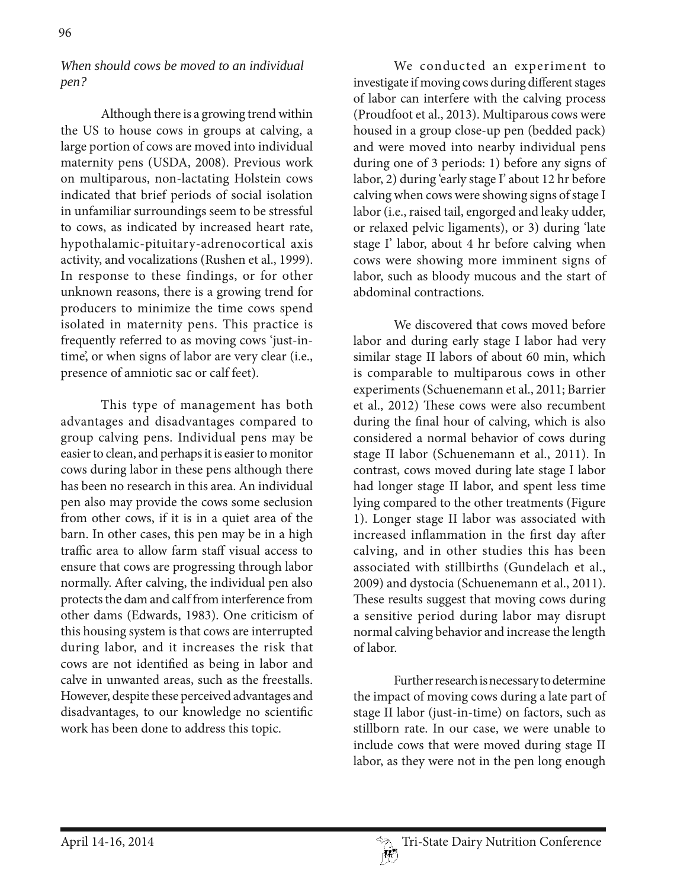### *When should cows be moved to an individual pen?*

Although there is a growing trend within the US to house cows in groups at calving, a large portion of cows are moved into individual maternity pens (USDA, 2008). Previous work on multiparous, non-lactating Holstein cows indicated that brief periods of social isolation in unfamiliar surroundings seem to be stressful to cows, as indicated by increased heart rate, hypothalamic-pituitary-adrenocortical axis activity, and vocalizations (Rushen et al., 1999). In response to these findings, or for other unknown reasons, there is a growing trend for producers to minimize the time cows spend isolated in maternity pens. This practice is frequently referred to as moving cows 'just-in-time', or when signs of labor are very clear (i.e., presence of amniotic sac or calf feet).

This type of management has both advantages and disadvantages compared to group calving pens. Individual pens may be easier to clean, and perhaps it is easier to monitor cows during labor in these pens although there has been no research in this area. An individual pen also may provide the cows some seclusion from other cows, if it is in a quiet area of the barn. In other cases, this pen may be in a high traffic area to allow farm staff visual access to ensure that cows are progressing through labor normally. After calving, the individual pen also protects the dam and calf from interference from other dams (Edwards, 1983). One criticism of this housing system is that cows are interrupted during labor, and it increases the risk that cows are not identified as being in labor and calve in unwanted areas, such as the freestalls. However, despite these perceived advantages and disadvantages, to our knowledge no scientific work has been done to address this topic.

We conducted an experiment to investigate if moving cows during different stages of labor can interfere with the calving process (Proudfoot et al., 2013). Multiparous cows were housed in a group close-up pen (bedded pack) and were moved into nearby individual pens during one of 3 periods: 1) before any signs of labor, 2) during 'early stage I' about 12 hr before calving when cows were showing signs of stage I labor (i.e., raised tail, engorged and leaky udder, or relaxed pelvic ligaments), or 3) during 'late stage I' labor, about 4 hr before calving when cows were showing more imminent signs of labor, such as bloody mucous and the start of abdominal contractions.

We discovered that cows moved before labor and during early stage I labor had very similar stage II labors of about 60 min, which is comparable to multiparous cows in other experiments (Schuenemann et al., 2011; Barrier et al., 2012) These cows were also recumbent during the final hour of calving, which is also considered a normal behavior of cows during stage II labor (Schuenemann et al., 2011). In contrast, cows moved during late stage I labor had longer stage II labor, and spent less time lying compared to the other treatments (Figure 1). Longer stage II labor was associated with increased inflammation in the first day after calving, and in other studies this has been associated with stillbirths (Gundelach et al., 2009) and dystocia (Schuenemann et al., 2011). These results suggest that moving cows during a sensitive period during labor may disrupt normal calving behavior and increase the length of labor.

Further research is necessary to determine the impact of moving cows during a late part of stage II labor (just-in-time) on factors, such as stillborn rate. In our case, we were unable to include cows that were moved during stage II labor, as they were not in the pen long enough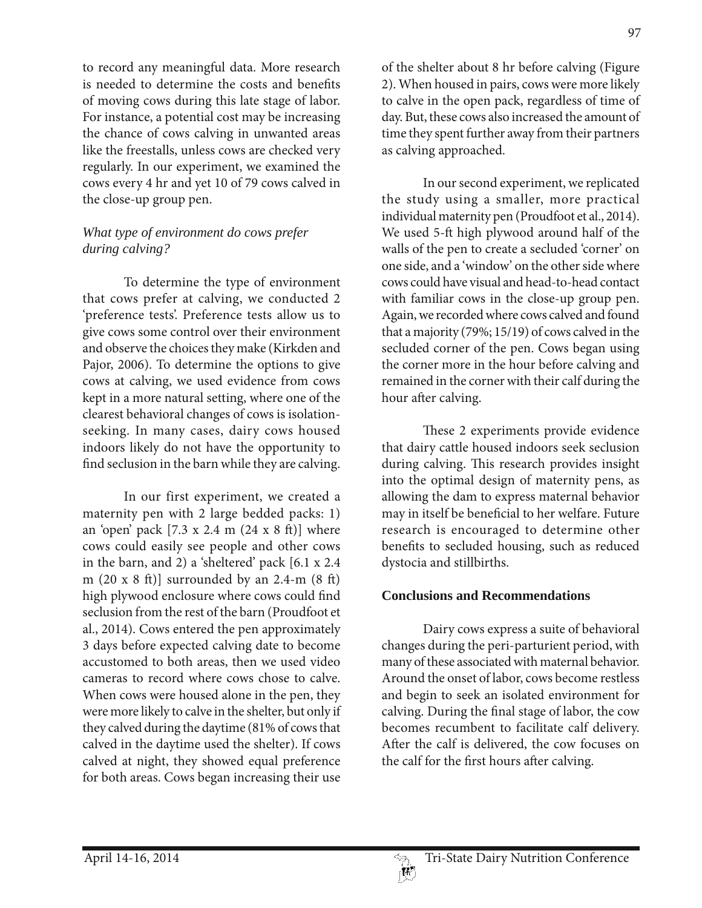to record any meaningful data. More research is needed to determine the costs and benefits of moving cows during this late stage of labor. For instance, a potential cost may be increasing the chance of cows calving in unwanted areas like the freestalls, unless cows are checked very regularly. In our experiment, we examined the cows every 4 hr and yet 10 of 79 cows calved in the close-up group pen.

### *What type of environment do cows prefer during calving?*

To determine the type of environment that cows prefer at calving, we conducted 2 'preference tests'. Preference tests allow us to give cows some control over their environment and observe the choices they make (Kirkden and Pajor, 2006). To determine the options to give cows at calving, we used evidence from cows kept in a more natural setting, where one of the clearest behavioral changes of cows is isolation-seeking. In many cases, dairy cows housed indoors likely do not have the opportunity to find seclusion in the barn while they are calving.

In our first experiment, we created a maternity pen with 2 large bedded packs: 1) an 'open' pack [7.3 x 2.4 m (24 x 8 ft)] where cows could easily see people and other cows in the barn, and 2) a 'sheltered' pack [6.1 x 2.4 m (20 x 8 ft)] surrounded by an 2.4-m (8 ft) high plywood enclosure where cows could find seclusion from the rest of the barn (Proudfoot et al., 2014). Cows entered the pen approximately 3 days before expected calving date to become accustomed to both areas, then we used video cameras to record where cows chose to calve. When cows were housed alone in the pen, they were more likely to calve in the shelter, but only if they calved during the daytime (81% of cows that calved in the daytime used the shelter). If cows calved at night, they showed equal preference for both areas. Cows began increasing their use of the shelter about 8 hr before calving (Figure 2). When housed in pairs, cows were more likely to calve in the open pack, regardless of time of day. But, these cows also increased the amount of time they spent further away from their partners as calving approached.

In our second experiment, we replicated the study using a smaller, more practical individual maternity pen (Proudfoot et al., 2014). We used 5-ft high plywood around half of the walls of the pen to create a secluded 'corner' on one side, and a 'window' on the other side where cows could have visual and head-to-head contact with familiar cows in the close-up group pen. Again, we recorded where cows calved and found that a majority (79%; 15/19) of cows calved in the secluded corner of the pen. Cows began using the corner more in the hour before calving and remained in the corner with their calf during the hour after calving.

These 2 experiments provide evidence that dairy cattle housed indoors seek seclusion during calving. This research provides insight into the optimal design of maternity pens, as allowing the dam to express maternal behavior may in itself be beneficial to her welfare. Future research is encouraged to determine other benefits to secluded housing, such as reduced dystocia and stillbirths.

## Conclusions and Recommendations

Dairy cows express a suite of behavioral changes during the peri-parturient period, with many of these associated with maternal behavior. Around the onset of labor, cows become restless and begin to seek an isolated environment for calving. During the final stage of labor, the cow becomes recumbent to facilitate calf delivery. After the calf is delivered, the cow focuses on the calf for the first hours after calving.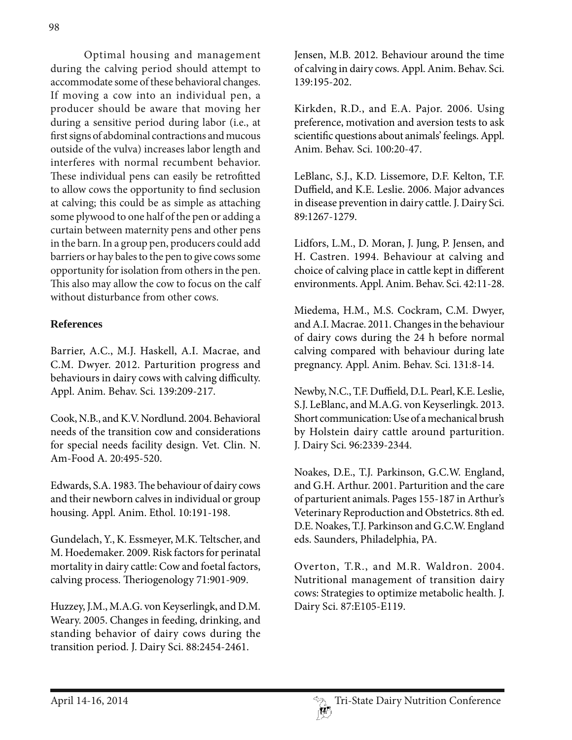Optimal housing and management during the calving period should attempt to accommodate some of these behavioral changes. If moving a cow into an individual pen, a producer should be aware that moving her during a sensitive period during labor (i.e., at first signs of abdominal contractions and mucous outside of the vulva) increases labor length and interferes with normal recumbent behavior. These individual pens can easily be retrofitted to allow cows the opportunity to find seclusion at calving; this could be as simple as attaching some plywood to one half of the pen or adding a curtain between maternity pens and other pens in the barn. In a group pen, producers could add barriers or hay bales to the pen to give cows some opportunity for isolation from others in the pen. This also may allow the cow to focus on the calf without disturbance from other cows.

## References

Barrier, A.C., M.J. Haskell, A.I. Macrae, and C.M. Dwyer. 2012. Parturition progress and behaviours in dairy cows with calving difficulty. Appl. Anim. Behav. Sci. 139:209-217.

Cook, N.B., and K.V. Nordlund. 2004. Behavioral needs of the transition cow and considerations for special needs facility design. Vet. Clin. N. Am-Food A. 20:495-520.

Edwards, S.A. 1983. The behaviour of dairy cows and their newborn calves in individual or group housing. Appl. Anim. Ethol. 10:191-198.

Gundelach, Y., K. Essmeyer, M.K. Teltscher, and M. Hoedemaker. 2009. Risk factors for perinatal mortality in dairy cattle: Cow and foetal factors, calving process. Theriogenology 71:901-909.

Huzzey, J.M., M.A.G. von Keyserlingk, and D.M. Weary. 2005. Changes in feeding, drinking, and standing behavior of dairy cows during the transition period. J. Dairy Sci. 88:2454-2461.

Jensen, M.B. 2012. Behaviour around the time of calving in dairy cows. Appl. Anim. Behav. Sci. 139:195-202.

Kirkden, R.D., and E.A. Pajor. 2006. Using preference, motivation and aversion tests to ask scientific questions about animals' feelings. Appl. Anim. Behav. Sci. 100:20-47.

LeBlanc, S.J., K.D. Lissemore, D.F. Kelton, T.F. Duffield, and K.E. Leslie. 2006. Major advances in disease prevention in dairy cattle. J. Dairy Sci. 89:1267-1279.

Lidfors, L.M., D. Moran, J. Jung, P. Jensen, and H. Castren. 1994. Behaviour at calving and choice of calving place in cattle kept in different environments. Appl. Anim. Behav. Sci. 42:11-28.

Miedema, H.M., M.S. Cockram, C.M. Dwyer, and A.I. Macrae. 2011. Changes in the behaviour of dairy cows during the 24 h before normal calving compared with behaviour during late pregnancy. Appl. Anim. Behav. Sci. 131:8-14.

Newby, N.C., T.F. Duffield, D.L. Pearl, K.E. Leslie, S.J. LeBlanc, and M.A.G. von Keyserlingk. 2013. Short communication: Use of a mechanical brush by Holstein dairy cattle around parturition. J. Dairy Sci. 96:2339-2344.

Noakes, D.E., T.J. Parkinson, G.C.W. England, and G.H. Arthur. 2001. Parturition and the care of parturient animals. Pages 155-187 in Arthur's Veterinary Reproduction and Obstetrics. 8th ed. D.E. Noakes, T.J. Parkinson and G.C.W. England eds. Saunders, Philadelphia, PA.

Overton, T.R., and M.R. Waldron. 2004. Nutritional management of transition dairy cows: Strategies to optimize metabolic health. J. Dairy Sci. 87:E105-E119.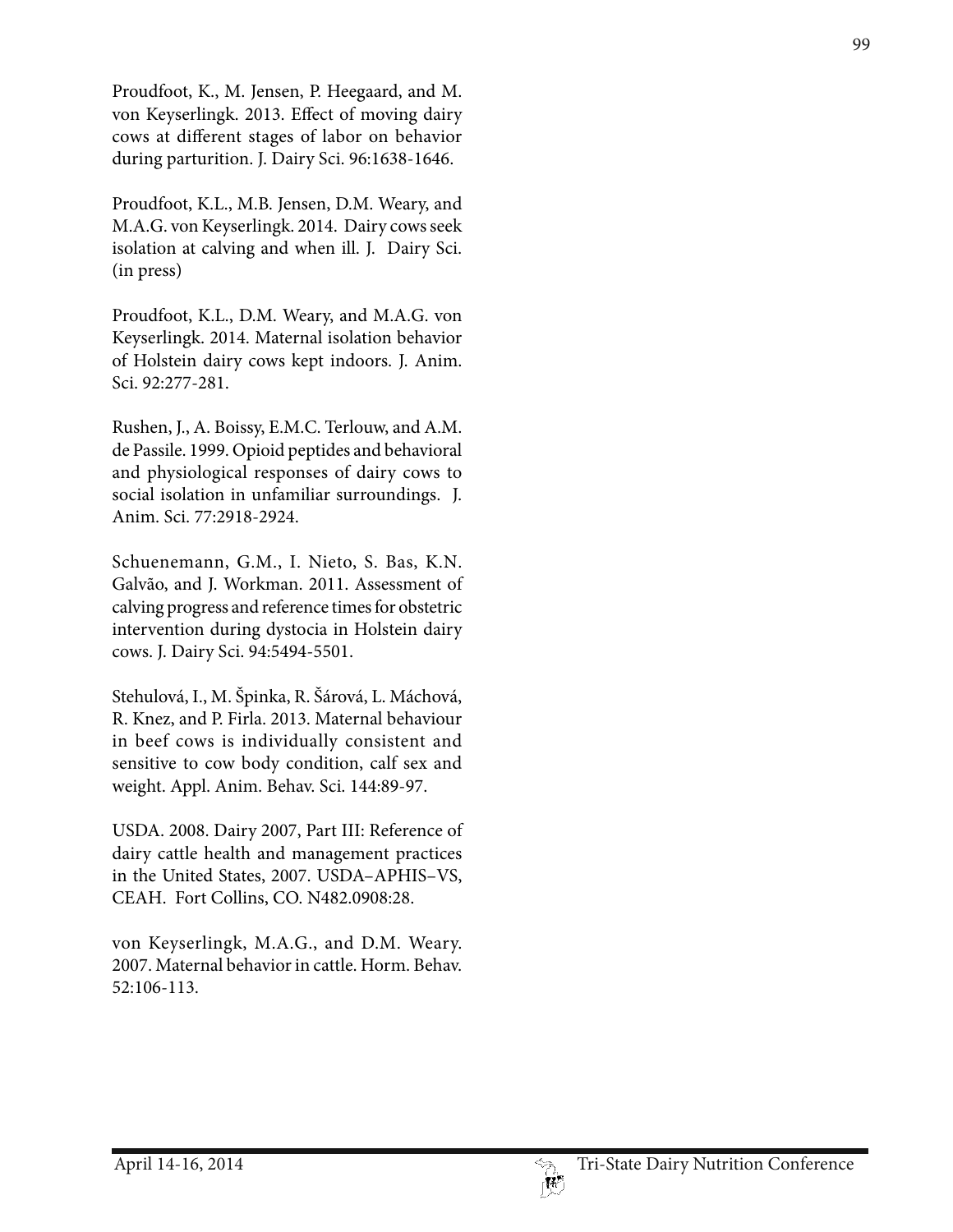Proudfoot, K., M. Jensen, P. Heegaard, and M. von Keyserlingk. 2013. Effect of moving dairy cows at different stages of labor on behavior during parturition. J. Dairy Sci. 96:1638-1646.

Proudfoot, K.L., M.B. Jensen, D.M. Weary, and M.A.G. von Keyserlingk. 2014. Dairy cows seek isolation at calving and when ill. J. Dairy Sci. (in press)

Proudfoot, K.L., D.M. Weary, and M.A.G. von Keyserlingk. 2014. Maternal isolation behavior of Holstein dairy cows kept indoors. J. Anim. Sci. 92:277-281.

Rushen, J., A. Boissy, E.M.C. Terlouw, and A.M. de Passile. 1999. Opioid peptides and behavioral and physiological responses of dairy cows to social isolation in unfamiliar surroundings. J. Anim. Sci. 77:2918-2924.

Schuenemann, G.M., I. Nieto, S. Bas, K.N. Galvão, and J. Workman. 2011. Assessment of calving progress and reference times for obstetric intervention during dystocia in Holstein dairy cows. J. Dairy Sci. 94:5494-5501.

Stehulová, I., M. Špinka, R. Šárová, L. Máchová, R. Knez, and P. Firla. 2013. Maternal behaviour in beef cows is individually consistent and sensitive to cow body condition, calf sex and weight. Appl. Anim. Behav. Sci. 144:89-97.

USDA. 2008. Dairy 2007, Part III: Reference of dairy cattle health and management practices in the United States, 2007. USDA–APHIS–VS, CEAH. Fort Collins, CO. N482.0908:28.

von Keyserlingk, M.A.G., and D.M. Weary. 2007. Maternal behavior in cattle. Horm. Behav. 52:106-113.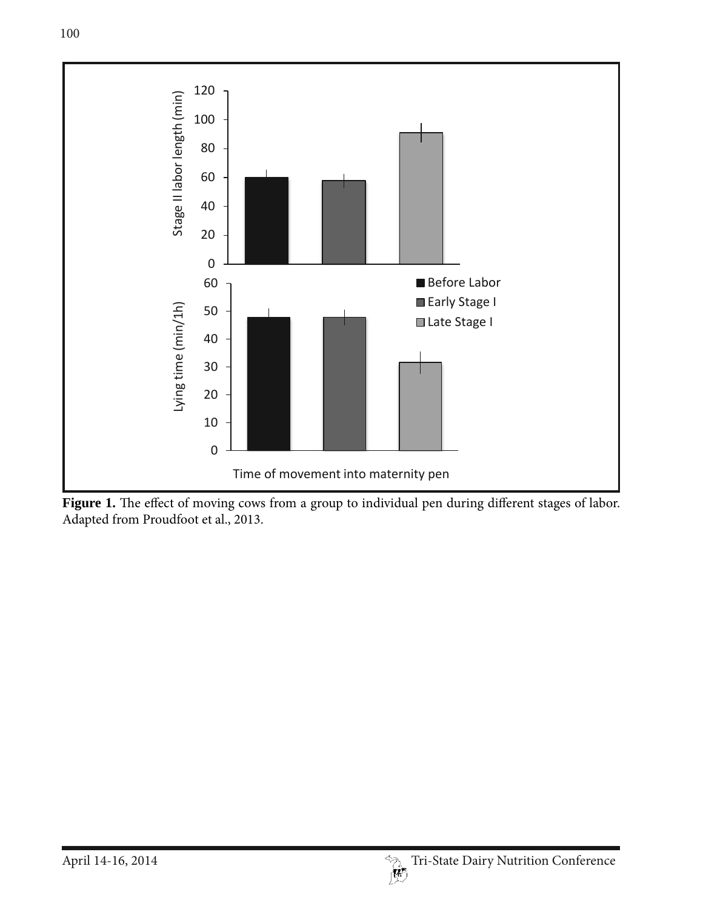**Figure 1.** The effect of moving cows from a group to individual pen during different stages of labor. Adapted from Proudfoot et al., 2013.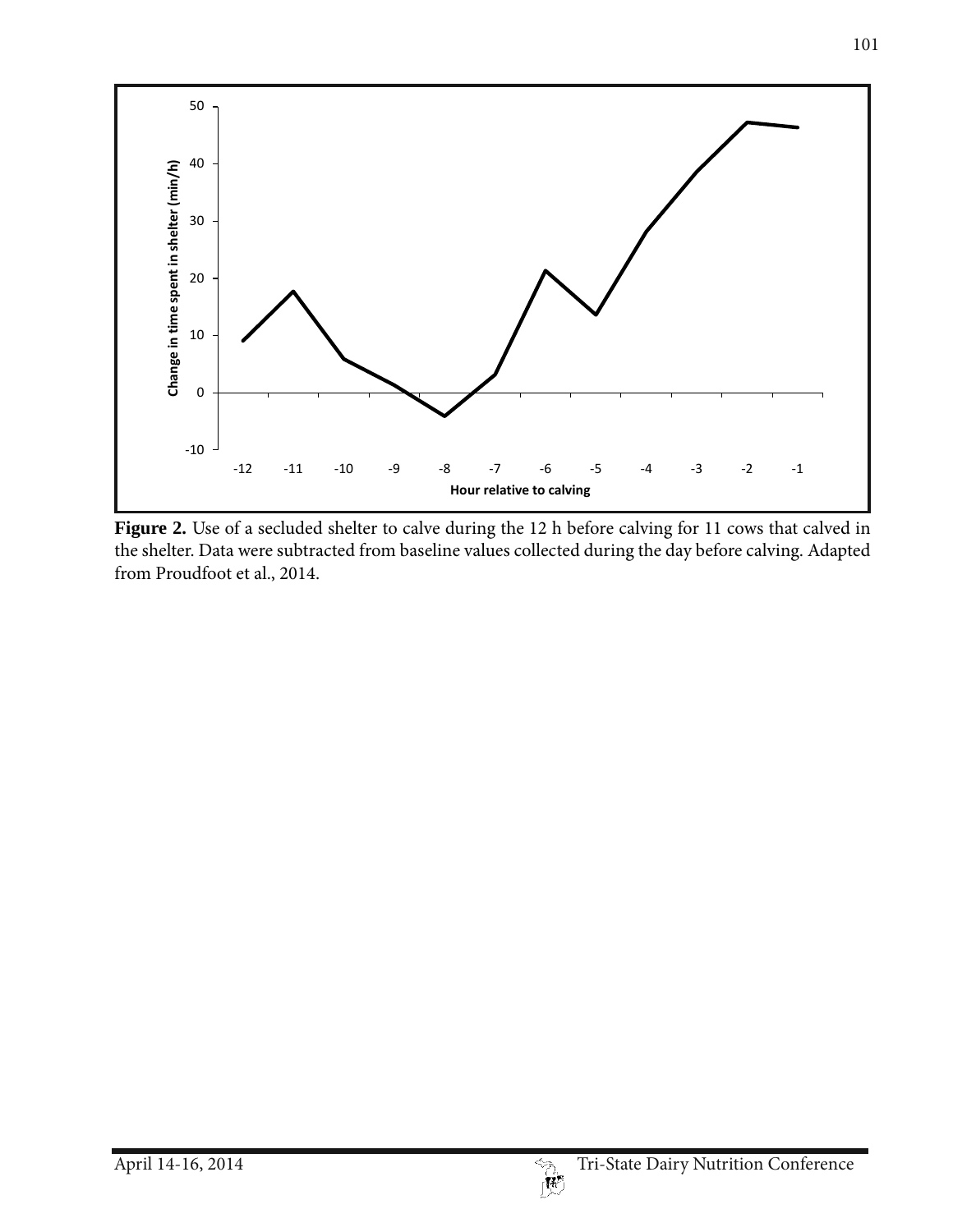50
40
30
20
10
0
-10

Change in time spent in shelter (min/h)

-12 -11 -10 -9 -8 -7 -6 -5 -4 -3 -2 -1

Hour relative to calving

**Figure 2.** Use of a secluded shelter to calve during the 12 h before calving for 11 cows that calved in the shelter. Data were subtracted from baseline values collected during the day before calving. Adapted from Proudfoot et al., 2014.